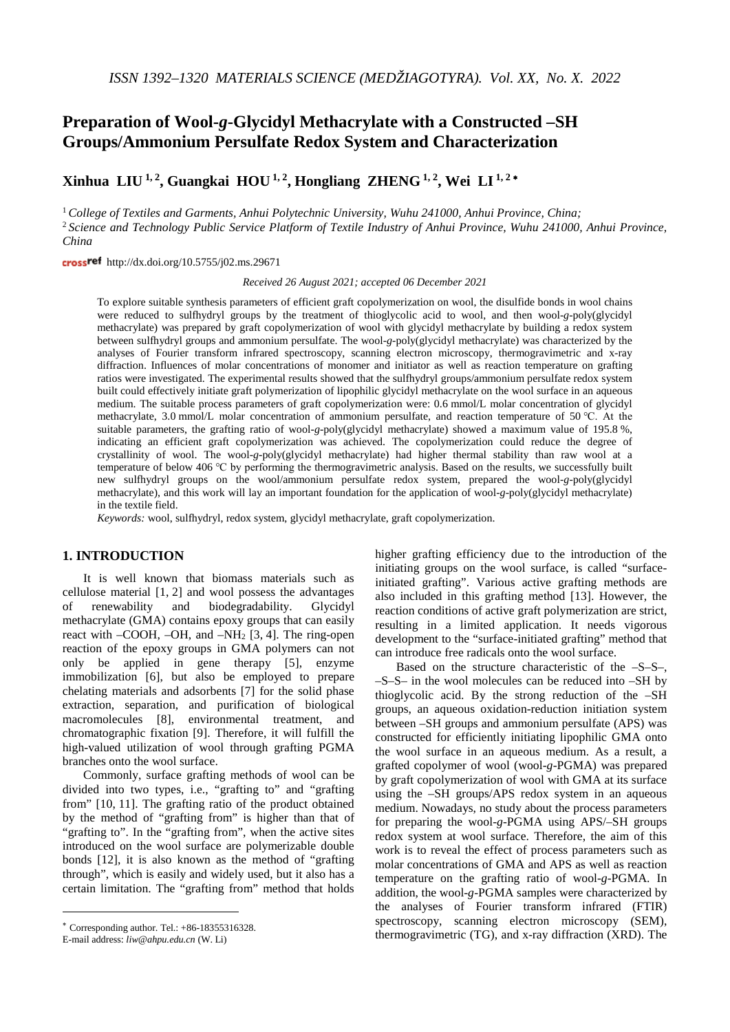# Preparation of Wool-*g*-Glycidyl Methacrylate with a Constructed –SH Groups/Ammonium Persulfate Redox System and Characterization

**Xinhua LIU [1,2], Guangkai HOU [1,2], Hongliang ZHENG [1,2], Wei LI [1,2]***

[1] *College of Textiles and Garments, Anhui Polytechnic University, Wuhu 241000, Anhui Province, China;*
[2] *Science and Technology Public Service Platform of Textile Industry of Anhui Province, Wuhu 241000, Anhui Province, China*

http://dx.doi.org/10.5755/j02.ms.29671

*Received 26 August 2021; accepted 06 December 2021*

To explore suitable synthesis parameters of efficient graft copolymerization on wool, the disulfide bonds in wool chains were reduced to sulfhydryl groups by the treatment of thioglycolic acid to wool, and then wool-*g*-poly(glycidyl methacrylate) was prepared by graft copolymerization of wool with glycidyl methacrylate by building a redox system between sulfhydryl groups and ammonium persulfate. The wool-*g*-poly(glycidyl methacrylate) was characterized by the analyses of Fourier transform infrared spectroscopy, scanning electron microscopy, thermogravimetric and x-ray diffraction. Influences of molar concentrations of monomer and initiator as well as reaction temperature on grafting ratios were investigated. The experimental results showed that the sulfhydryl groups/ammonium persulfate redox system built could effectively initiate graft polymerization of lipophilic glycidyl methacrylate on the wool surface in an aqueous medium. The suitable process parameters of graft copolymerization were: 0.6 mmol/L molar concentration of glycidyl methacrylate, 3.0 mmol/L molar concentration of ammonium persulfate, and reaction temperature of 50 °C. At the suitable parameters, the grafting ratio of wool-*g*-poly(glycidyl methacrylate) showed a maximum value of 195.8 %, indicating an efficient graft copolymerization was achieved. The copolymerization could reduce the degree of crystallinity of wool. The wool-*g*-poly(glycidyl methacrylate) had higher thermal stability than raw wool at a temperature of below 406 °C by performing the thermogravimetric analysis. Based on the results, we successfully built new sulfhydryl groups on the wool/ammonium persulfate redox system, prepared the wool-*g*-poly(glycidyl methacrylate), and this work will lay an important foundation for the application of wool-*g*-poly(glycidyl methacrylate) in the textile field.

*Keywords:* wool, sulfhydryl, redox system, glycidyl methacrylate, graft copolymerization.

## 1. INTRODUCTION

It is well known that biomass materials such as cellulose material [1, 2] and wool possess the advantages of renewability and biodegradability. Glycidyl methacrylate (GMA) contains epoxy groups that can easily react with –COOH, –OH, and $–NH_2$ [3, 4]. The ring-open reaction of the epoxy groups in GMA polymers can not only be applied in gene therapy [5], enzyme immobilization [6], but also be employed to prepare chelating materials and adsorbents [7] for the solid phase extraction, separation, and purification of biological macromolecules [8], environmental treatment, and chromatographic fixation [9]. Therefore, it will fulfill the high-valued utilization of wool through grafting PGMA branches onto the wool surface.

Commonly, surface grafting methods of wool can be divided into two types, i.e., "grafting to" and "grafting from" [10, 11]. The grafting ratio of the product obtained by the method of "grafting from" is higher than that of "grafting to". In the "grafting from", when the active sites introduced on the wool surface are polymerizable double bonds [12], it is also known as the method of "grafting through", which is easily and widely used, but it also has a certain limitation. The "grafting from" method that holds higher grafting efficiency due to the introduction of the initiating groups on the wool surface, is called "surface-initiated grafting". Various active grafting methods are also included in this grafting method [13]. However, the reaction conditions of active graft polymerization are strict, resulting in a limited application. It needs vigorous development to the "surface-initiated grafting" method that can introduce free radicals onto the wool surface.

Based on the structure characteristic of the –S–S–, –S–S– in the wool molecules can be reduced into –SH by thioglycolic acid. By the strong reduction of the –SH groups, an aqueous oxidation-reduction initiation system between –SH groups and ammonium persulfate (APS) was constructed for efficiently initiating lipophilic GMA onto the wool surface in an aqueous medium. As a result, a grafted copolymer of wool (wool-*g*-PGMA) was prepared by graft copolymerization of wool with GMA at its surface using the –SH groups/APS redox system in an aqueous medium. Nowadays, no study about the process parameters for preparing the wool-*g*-PGMA using APS/–SH groups redox system at wool surface. Therefore, the aim of this work is to reveal the effect of process parameters such as molar concentrations of GMA and APS as well as reaction temperature on the grafting ratio of wool-*g*-PGMA. In addition, the wool-*g*-PGMA samples were characterized by the analyses of Fourier transform infrared (FTIR) spectroscopy, scanning electron microscopy (SEM), thermogravimetric (TG), and x-ray diffraction (XRD). The

* Corresponding author. Tel.: +86-18355316328.
E-mail address: *liw@ahpu.edu.cn* (W. Li)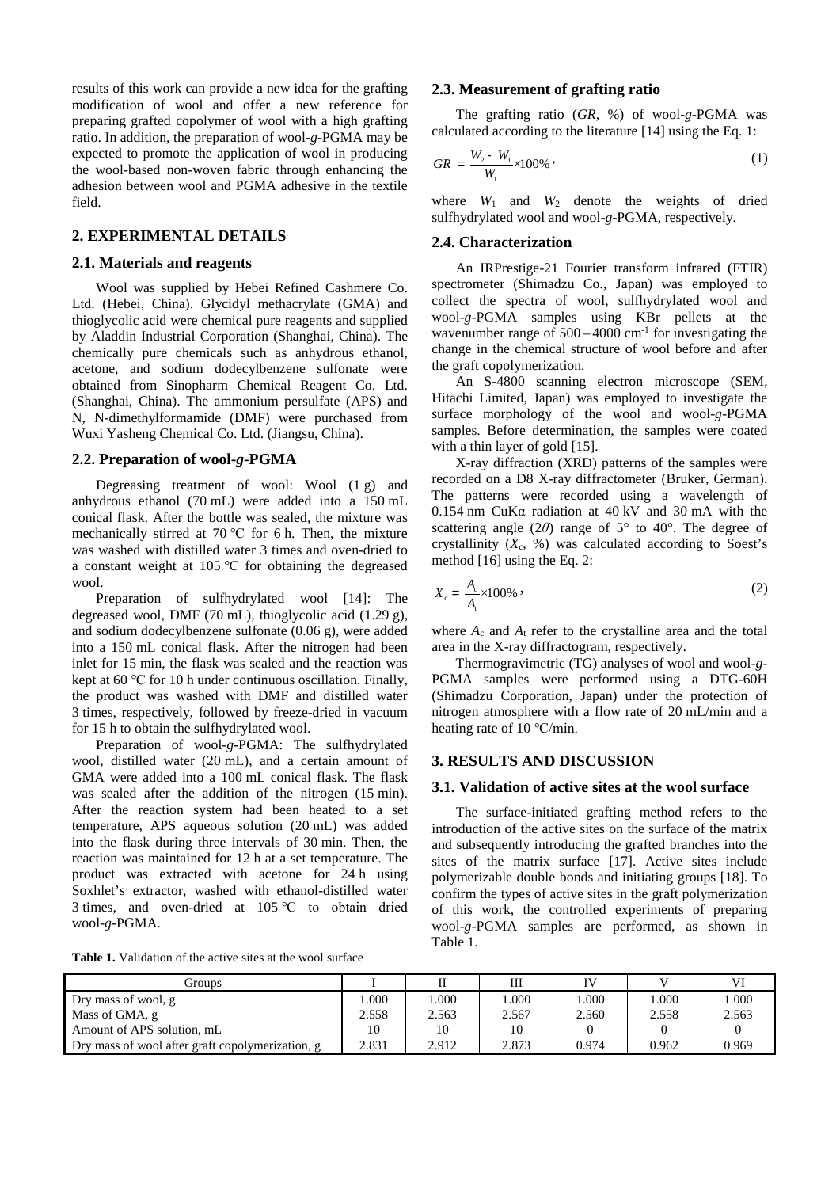results of this work can provide a new idea for the grafting modification of wool and offer a new reference for preparing grafted copolymer of wool with a high grafting ratio. In addition, the preparation of wool-*g*-PGMA may be expected to promote the application of wool in producing the wool-based non-woven fabric through enhancing the adhesion between wool and PGMA adhesive in the textile field.

## 2. EXPERIMENTAL DETAILS

### 2.1. Materials and reagents

Wool was supplied by Hebei Refined Cashmere Co. Ltd. (Hebei, China). Glycidyl methacrylate (GMA) and thioglycolic acid were chemical pure reagents and supplied by Aladdin Industrial Corporation (Shanghai, China). The chemically pure chemicals such as anhydrous ethanol, acetone, and sodium dodecylbenzene sulfonate were obtained from Sinopharm Chemical Reagent Co. Ltd. (Shanghai, China). The ammonium persulfate (APS) and N, N-dimethylformamide (DMF) were purchased from Wuxi Yasheng Chemical Co. Ltd. (Jiangsu, China).

### 2.2. Preparation of wool-*g*-PGMA

Degreasing treatment of wool: Wool (1 g) and anhydrous ethanol (70 mL) were added into a 150 mL conical flask. After the bottle was sealed, the mixture was mechanically stirred at 70 ℃ for 6 h. Then, the mixture was washed with distilled water 3 times and oven-dried to a constant weight at 105 ℃ for obtaining the degreased wool.

Preparation of sulfhydrylated wool [14]: The degreased wool, DMF (70 mL), thioglycolic acid (1.29 g), and sodium dodecylbenzene sulfonate (0.06 g), were added into a 150 mL conical flask. After the nitrogen had been inlet for 15 min, the flask was sealed and the reaction was kept at 60 ℃ for 10 h under continuous oscillation. Finally, the product was washed with DMF and distilled water 3 times, respectively, followed by freeze-dried in vacuum for 15 h to obtain the sulfhydrylated wool.

Preparation of wool-*g*-PGMA: The sulfhydrylated wool, distilled water (20 mL), and a certain amount of GMA were added into a 100 mL conical flask. The flask was sealed after the addition of the nitrogen (15 min). After the reaction system had been heated to a set temperature, APS aqueous solution (20 mL) was added into the flask during three intervals of 30 min. Then, the reaction was maintained for 12 h at a set temperature. The product was extracted with acetone for 24 h using Soxhlet's extractor, washed with ethanol-distilled water 3 times, and oven-dried at 105 ℃ to obtain dried wool-*g*-PGMA.

### 2.3. Measurement of grafting ratio

The grafting ratio (*GR*, %) of wool-*g*-PGMA was calculated according to the literature [14] using the Eq. 1:

$$GR = \frac{W_2 - W_1}{W_1} \times 100\%, \tag{1}$$

where $W_1$ and $W_2$ denote the weights of dried sulfhydrylated wool and wool-*g*-PGMA, respectively.

### 2.4. Characterization

An IRPrestige-21 Fourier transform infrared (FTIR) spectrometer (Shimadzu Co., Japan) was employed to collect the spectra of wool, sulfhydrylated wool and wool-*g*-PGMA samples using KBr pellets at the wavenumber range of 500 – 4000 cm$^{-1}$ for investigating the change in the chemical structure of wool before and after the graft copolymerization.

An S-4800 scanning electron microscope (SEM, Hitachi Limited, Japan) was employed to investigate the surface morphology of the wool and wool-*g*-PGMA samples. Before determination, the samples were coated with a thin layer of gold [15].

X-ray diffraction (XRD) patterns of the samples were recorded on a D8 X-ray diffractometer (Bruker, German). The patterns were recorded using a wavelength of 0.154 nm CuKα radiation at 40 kV and 30 mA with the scattering angle ($2\theta$) range of 5° to 40°. The degree of crystallinity ($X_c$, %) was calculated according to Soest's method [16] using the Eq. 2:

$$X_c = \frac{A_c}{A_t} \times 100\%, \tag{2}$$

where $A_c$ and $A_t$ refer to the crystalline area and the total area in the X-ray diffractogram, respectively.

Thermogravimetric (TG) analyses of wool and wool-*g*-PGMA samples were performed using a DTG-60H (Shimadzu Corporation, Japan) under the protection of nitrogen atmosphere with a flow rate of 20 mL/min and a heating rate of 10 ℃/min.

## 3. RESULTS AND DISCUSSION

### 3.1. Validation of active sites at the wool surface

The surface-initiated grafting method refers to the introduction of the active sites on the surface of the matrix and subsequently introducing the grafted branches into the sites of the matrix surface [17]. Active sites include polymerizable double bonds and initiating groups [18]. To confirm the types of active sites in the graft polymerization of this work, the controlled experiments of preparing wool-*g*-PGMA samples are performed, as shown in Table 1.

**Table 1.** Validation of the active sites at the wool surface

| Groups | I | II | III | IV | V | VI |
|---|---|---|---|---|---|---|
| Dry mass of wool, g | 1.000 | 1.000 | 1.000 | 1.000 | 1.000 | 1.000 |
| Mass of GMA, g | 2.558 | 2.563 | 2.567 | 2.560 | 2.558 | 2.563 |
| Amount of APS solution, mL | 10 | 10 | 10 | 0 | 0 | 0 |
| Dry mass of wool after graft copolymerization, g | 2.831 | 2.912 | 2.873 | 0.974 | 0.962 | 0.969 |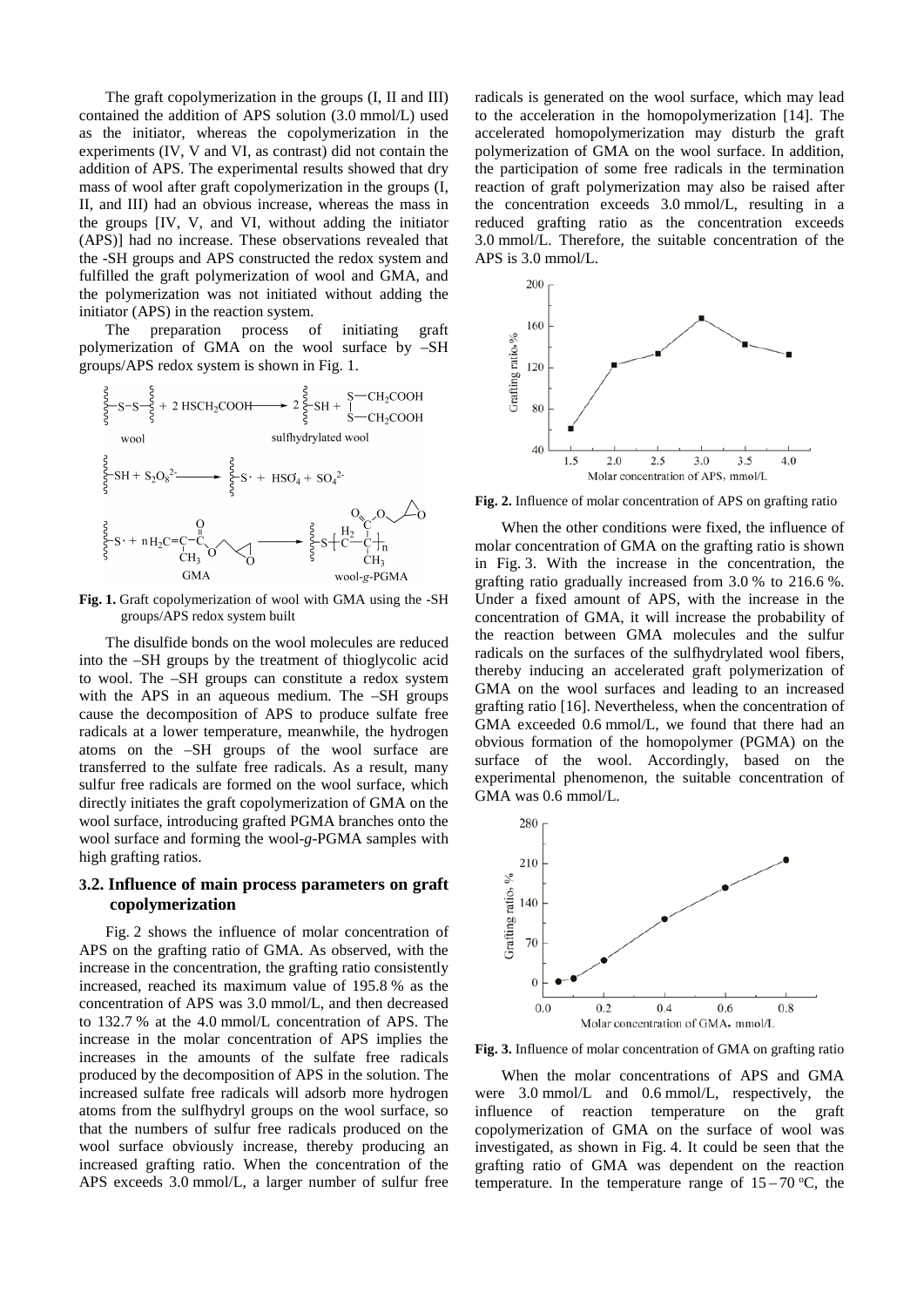The graft copolymerization in the groups (I, II and III) contained the addition of APS solution (3.0 mmol/L) used as the initiator, whereas the copolymerization in the experiments (IV, V and VI, as contrast) did not contain the addition of APS. The experimental results showed that dry mass of wool after graft copolymerization in the groups (I, II, and III) had an obvious increase, whereas the mass in the groups [IV, V, and VI, without adding the initiator (APS)] had no increase. These observations revealed that the -SH groups and APS constructed the redox system and fulfilled the graft polymerization of wool and GMA, and the polymerization was not initiated without adding the initiator (APS) in the reaction system.

The preparation process of initiating graft polymerization of GMA on the wool surface by –SH groups/APS redox system is shown in Fig. 1.

**Fig. 1.** Graft copolymerization of wool with GMA using the -SH groups/APS redox system built

The disulfide bonds on the wool molecules are reduced into the –SH groups by the treatment of thioglycolic acid to wool. The –SH groups can constitute a redox system with the APS in an aqueous medium. The –SH groups cause the decomposition of APS to produce sulfate free radicals at a lower temperature, meanwhile, the hydrogen atoms on the –SH groups of the wool surface are transferred to the sulfate free radicals. As a result, many sulfur free radicals are formed on the wool surface, which directly initiates the graft copolymerization of GMA on the wool surface, introducing grafted PGMA branches onto the wool surface and forming the wool-*g*-PGMA samples with high grafting ratios.

### 3.2. Influence of main process parameters on graft copolymerization

Fig. 2 shows the influence of molar concentration of APS on the grafting ratio of GMA. As observed, with the increase in the concentration, the grafting ratio consistently increased, reached its maximum value of 195.8 % as the concentration of APS was 3.0 mmol/L, and then decreased to 132.7 % at the 4.0 mmol/L concentration of APS. The increase in the molar concentration of APS implies the increases in the amounts of the sulfate free radicals produced by the decomposition of APS in the solution. The increased sulfate free radicals will adsorb more hydrogen atoms from the sulfhydryl groups on the wool surface, so that the numbers of sulfur free radicals produced on the wool surface obviously increase, thereby producing an increased grafting ratio. When the concentration of the APS exceeds 3.0 mmol/L, a larger number of sulfur free radicals is generated on the wool surface, which may lead to the acceleration in the homopolymerization [14]. The accelerated homopolymerization may disturb the graft polymerization of GMA on the wool surface. In addition, the participation of some free radicals in the termination reaction of graft polymerization may also be raised after the concentration exceeds 3.0 mmol/L, resulting in a reduced grafting ratio as the concentration exceeds 3.0 mmol/L. Therefore, the suitable concentration of the APS is 3.0 mmol/L.

**Fig. 2.** Influence of molar concentration of APS on grafting ratio

When the other conditions were fixed, the influence of molar concentration of GMA on the grafting ratio is shown in Fig. 3. With the increase in the concentration, the grafting ratio gradually increased from 3.0 % to 216.6 %. Under a fixed amount of APS, with the increase in the concentration of GMA, it will increase the probability of the reaction between GMA molecules and the sulfur radicals on the surfaces of the sulfhydrylated wool fibers, thereby inducing an accelerated graft polymerization of GMA on the wool surfaces and leading to an increased grafting ratio [16]. Nevertheless, when the concentration of GMA exceeded 0.6 mmol/L, we found that there had an obvious formation of the homopolymer (PGMA) on the surface of the wool. Accordingly, based on the experimental phenomenon, the suitable concentration of GMA was 0.6 mmol/L.

**Fig. 3.** Influence of molar concentration of GMA on grafting ratio

When the molar concentrations of APS and GMA were 3.0 mmol/L and 0.6 mmol/L, respectively, the influence of reaction temperature on the graft copolymerization of GMA on the surface of wool was investigated, as shown in Fig. 4. It could be seen that the grafting ratio of GMA was dependent on the reaction temperature. In the temperature range of 15 – 70 °C, the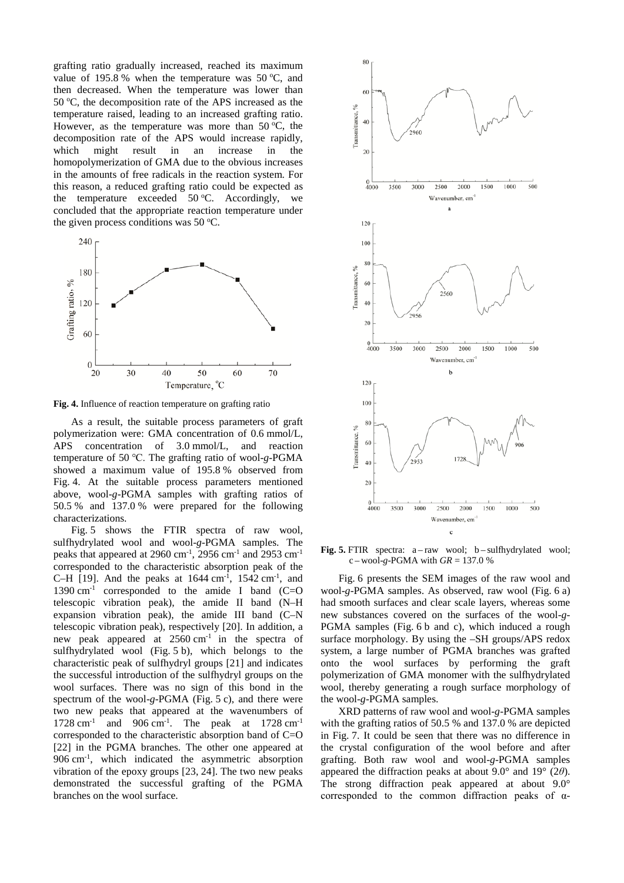grafting ratio gradually increased, reached its maximum value of 195.8 % when the temperature was 50 °C, and then decreased. When the temperature was lower than 50 °C, the decomposition rate of the APS increased as the temperature raised, leading to an increased grafting ratio. However, as the temperature was more than 50 °C, the decomposition rate of the APS would increase rapidly, which might result in an increase in the homopolymerization of GMA due to the obvious increases in the amounts of free radicals in the reaction system. For this reason, a reduced grafting ratio could be expected as the temperature exceeded 50 °C. Accordingly, we concluded that the appropriate reaction temperature under the given process conditions was 50 °C.

**Fig. 4.** Influence of reaction temperature on grafting ratio

As a result, the suitable process parameters of graft polymerization were: GMA concentration of 0.6 mmol/L, APS concentration of 3.0 mmol/L, and reaction temperature of 50 °C. The grafting ratio of wool-*g*-PGMA showed a maximum value of 195.8 % observed from Fig. 4. At the suitable process parameters mentioned above, wool-*g*-PGMA samples with grafting ratios of 50.5 % and 137.0 % were prepared for the following characterizations.

Fig. 5 shows the FTIR spectra of raw wool, sulfhydrylated wool and wool-*g*-PGMA samples. The peaks that appeared at 2960 $cm^{-1}$, 2956 $cm^{-1}$ and 2953 $cm^{-1}$ corresponded to the characteristic absorption peak of the C–H [19]. And the peaks at 1644 $cm^{-1}$, 1542 $cm^{-1}$, and 1390 $cm^{-1}$ corresponded to the amide I band (C=O telescopic vibration peak), the amide II band (N–H expansion vibration peak), the amide III band (C–N telescopic vibration peak), respectively [20]. In addition, a new peak appeared at 2560 $cm^{-1}$ in the spectra of sulfhydrylated wool (Fig. 5 b), which belongs to the characteristic peak of sulfhydryl groups [21] and indicates the successful introduction of the sulfhydryl groups on the wool surfaces. There was no sign of this bond in the spectrum of the wool-*g*-PGMA (Fig. 5 c), and there were two new peaks that appeared at the wavenumbers of 1728 $cm^{-1}$ and 906 $cm^{-1}$. The peak at 1728 $cm^{-1}$ corresponded to the characteristic absorption band of C=O [22] in the PGMA branches. The other one appeared at 906 $cm^{-1}$, which indicated the asymmetric absorption vibration of the epoxy groups [23, 24]. The two new peaks demonstrated the successful grafting of the PGMA branches on the wool surface.

**Fig. 5.** FTIR spectra: a – raw wool; b – sulfhydrylated wool; c – wool-*g*-PGMA with *GR* = 137.0 %

Fig. 6 presents the SEM images of the raw wool and wool-*g*-PGMA samples. As observed, raw wool (Fig. 6 a) had smooth surfaces and clear scale layers, whereas some new substances covered on the surfaces of the wool-*g*-PGMA samples (Fig. 6 b and c), which induced a rough surface morphology. By using the –SH groups/APS redox system, a large number of PGMA branches was grafted onto the wool surfaces by performing the graft polymerization of GMA monomer with the sulfhydrylated wool, thereby generating a rough surface morphology of the wool-*g*-PGMA samples.

XRD patterns of raw wool and wool-*g*-PGMA samples with the grafting ratios of 50.5 % and 137.0 % are depicted in Fig. 7. It could be seen that there was no difference in the crystal configuration of the wool before and after grafting. Both raw wool and wool-*g*-PGMA samples appeared the diffraction peaks at about 9.0° and 19° ($2\theta$). The strong diffraction peak appeared at about 9.0° corresponded to the common diffraction peaks of α-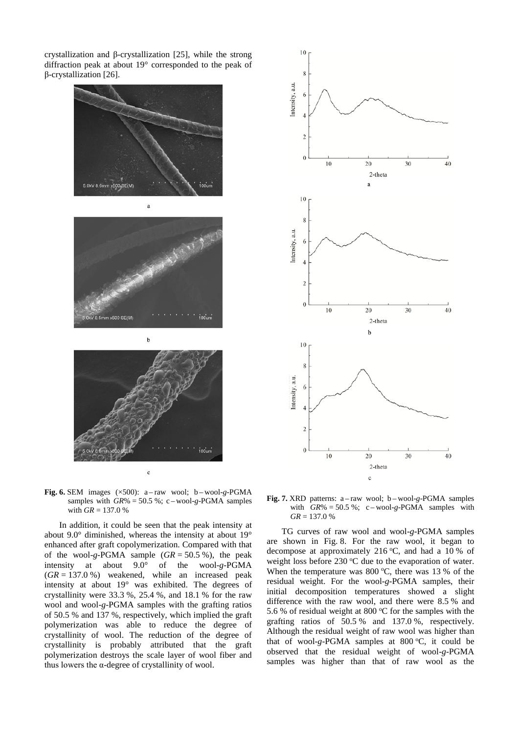crystallization and β-crystallization [25], while the strong diffraction peak at about 19° corresponded to the peak of β-crystallization [26].

**Fig. 6.** SEM images (×500): a – raw wool; b – wool-*g*-PGMA samples with *GR*% = 50.5 %; c – wool-*g*-PGMA samples with *GR* = 137.0 %

In addition, it could be seen that the peak intensity at about 9.0° diminished, whereas the intensity at about 19° enhanced after graft copolymerization. Compared with that of the wool-*g*-PGMA sample (*GR* = 50.5 %), the peak intensity at about 9.0° of the wool-*g*-PGMA (*GR* = 137.0 %) weakened, while an increased peak intensity at about 19° was exhibited. The degrees of crystallinity were 33.3 %, 25.4 %, and 18.1 % for the raw wool and wool-*g*-PGMA samples with the grafting ratios of 50.5 % and 137 %, respectively, which implied the graft polymerization was able to reduce the degree of crystallinity of wool. The reduction of the degree of crystallinity is probably attributed that the graft polymerization destroys the scale layer of wool fiber and thus lowers the α-degree of crystallinity of wool.

**Fig. 7.** XRD patterns: a – raw wool; b – wool-*g*-PGMA samples with *GR*% = 50.5 %; c – wool-*g*-PGMA samples with *GR* = 137.0 %

TG curves of raw wool and wool-*g*-PGMA samples are shown in Fig. 8. For the raw wool, it began to decompose at approximately 216 °C, and had a 10 % of weight loss before 230 °C due to the evaporation of water. When the temperature was 800 °C, there was 13 % of the residual weight. For the wool-*g*-PGMA samples, their initial decomposition temperatures showed a slight difference with the raw wool, and there were 8.5 % and 5.6 % of residual weight at 800 °C for the samples with the grafting ratios of 50.5 % and 137.0 %, respectively. Although the residual weight of raw wool was higher than that of wool-*g*-PGMA samples at 800 °C, it could be observed that the residual weight of wool-*g*-PGMA samples was higher than that of raw wool as the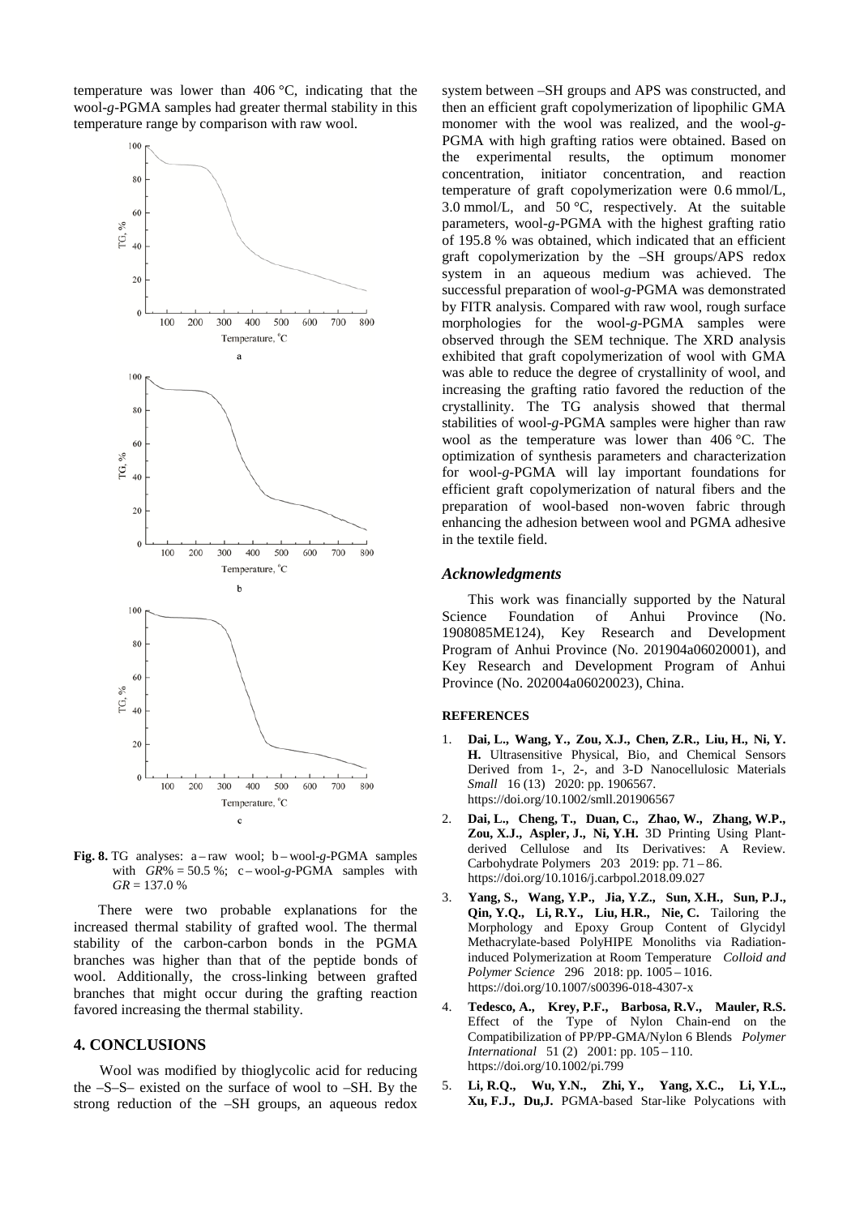temperature was lower than 406 °C, indicating that the wool-*g*-PGMA samples had greater thermal stability in this temperature range by comparison with raw wool.

**Fig. 8.** TG analyses: a – raw wool; b – wool-*g*-PGMA samples with *GR*% = 50.5 %; c – wool-*g*-PGMA samples with *GR* = 137.0 %

There were two probable explanations for the increased thermal stability of grafted wool. The thermal stability of the carbon-carbon bonds in the PGMA branches was higher than that of the peptide bonds of wool. Additionally, the cross-linking between grafted branches that might occur during the grafting reaction favored increasing the thermal stability.

## 4. CONCLUSIONS

Wool was modified by thioglycolic acid for reducing the –S–S– existed on the surface of wool to –SH. By the strong reduction of the –SH groups, an aqueous redox system between –SH groups and APS was constructed, and then an efficient graft copolymerization of lipophilic GMA monomer with the wool was realized, and the wool-*g*-PGMA with high grafting ratios were obtained. Based on the experimental results, the optimum monomer concentration, initiator concentration, and reaction temperature of graft copolymerization were 0.6 mmol/L, 3.0 mmol/L, and 50 °C, respectively. At the suitable parameters, wool-*g*-PGMA with the highest grafting ratio of 195.8 % was obtained, which indicated that an efficient graft copolymerization by the –SH groups/APS redox system in an aqueous medium was achieved. The successful preparation of wool-*g*-PGMA was demonstrated by FITR analysis. Compared with raw wool, rough surface morphologies for the wool-*g*-PGMA samples were observed through the SEM technique. The XRD analysis exhibited that graft copolymerization of wool with GMA was able to reduce the degree of crystallinity of wool, and increasing the grafting ratio favored the reduction of the crystallinity. The TG analysis showed that thermal stabilities of wool-*g*-PGMA samples were higher than raw wool as the temperature was lower than 406 °C. The optimization of synthesis parameters and characterization for wool-*g*-PGMA will lay important foundations for efficient graft copolymerization of natural fibers and the preparation of wool-based non-woven fabric through enhancing the adhesion between wool and PGMA adhesive in the textile field.

### *Acknowledgments*

This work was financially supported by the Natural Science Foundation of Anhui Province (No. 1908085ME124), Key Research and Development Program of Anhui Province (No. 201904a06020001), and Key Research and Development Program of Anhui Province (No. 202004a06020023), China.

#### REFERENCES

1. **Dai, L., Wang, Y., Zou, X.J., Chen, Z.R., Liu, H., Ni, Y. H.** Ultrasensitive Physical, Bio, and Chemical Sensors Derived from 1-, 2-, and 3-D Nanocellulosic Materials *Small* 16 (13) 2020: pp. 1906567. https://doi.org/10.1002/smll.201906567
2. **Dai, L., Cheng, T., Duan, C., Zhao, W., Zhang, W.P., Zou, X.J., Aspler, J., Ni, Y.H.** 3D Printing Using Plant-derived Cellulose and Its Derivatives: A Review. Carbohydrate Polymers 203 2019: pp. 71 – 86. https://doi.org/10.1016/j.carbpol.2018.09.027
3. **Yang, S., Wang, Y.P., Jia, Y.Z., Sun, X.H., Sun, P.J., Qin, Y.Q., Li, R.Y., Liu, H.R., Nie, C.** Tailoring the Morphology and Epoxy Group Content of Glycidyl Methacrylate-based PolyHIPE Monoliths via Radiation-induced Polymerization at Room Temperature *Colloid and Polymer Science* 296 2018: pp. 1005 – 1016. https://doi.org/10.1007/s00396-018-4307-x
4. **Tedesco, A., Krey, P.F., Barbosa, R.V., Mauler, R.S.** Effect of the Type of Nylon Chain-end on the Compatibilization of PP/PP-GMA/Nylon 6 Blends *Polymer International* 51 (2) 2001: pp. 105 – 110. https://doi.org/10.1002/pi.799
5. **Li, R.Q., Wu, Y.N., Zhi, Y., Yang, X.C., Li, Y.L., Xu, F.J., Du,J.** PGMA-based Star-like Polycations with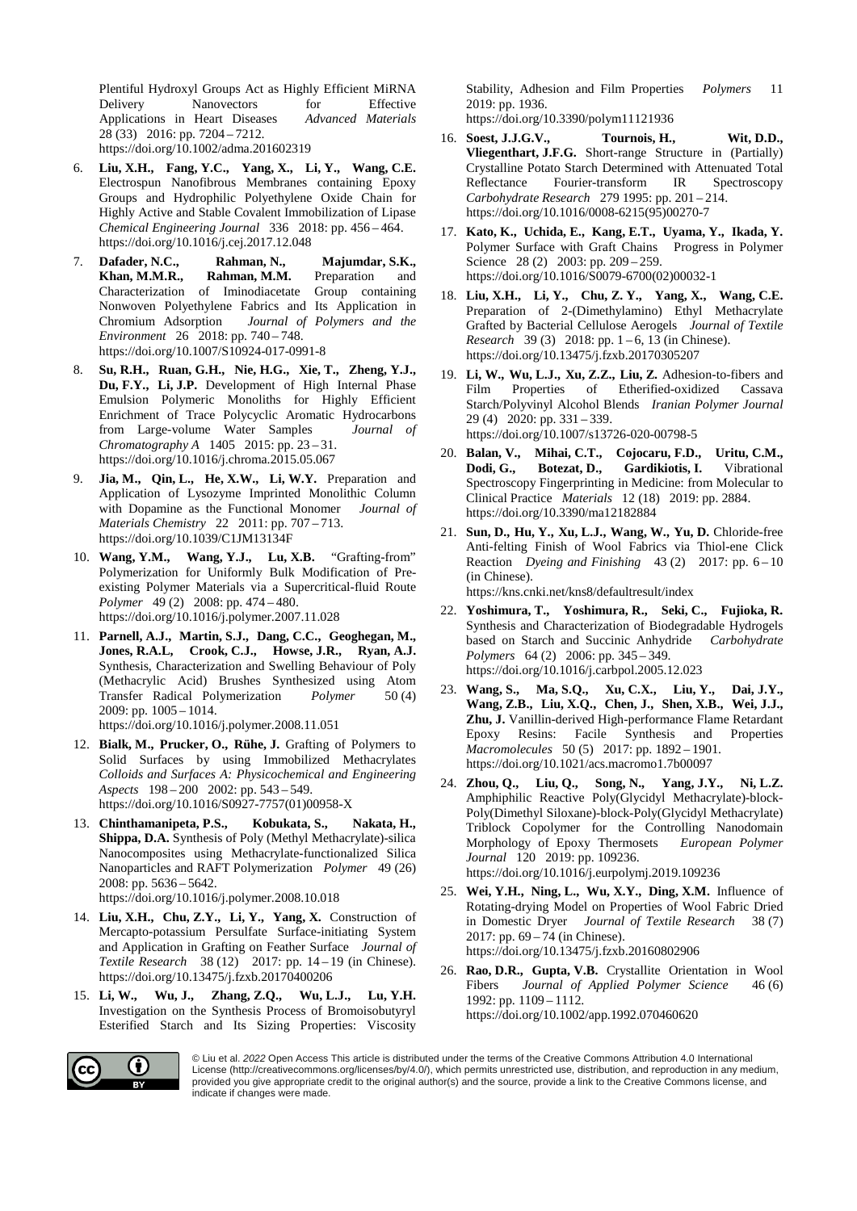Plentiful Hydroxyl Groups Act as Highly Efficient MiRNA Delivery Nanovectors for Effective Applications in Heart Diseases *Advanced Materials* 28 (33) 2016: pp. 7204 – 7212. https://doi.org/10.1002/adma.201602319

6. **Liu, X.H., Fang, Y.C., Yang, X., Li, Y., Wang, C.E.** Electrospun Nanofibrous Membranes containing Epoxy Groups and Hydrophilic Polyethylene Oxide Chain for Highly Active and Stable Covalent Immobilization of Lipase *Chemical Engineering Journal* 336 2018: pp. 456 – 464. https://doi.org/10.1016/j.cej.2017.12.048
7. **Dafader, N.C., Rahman, N., Majumdar, S.K., Khan, M.M.R., Rahman, M.M.** Preparation and Characterization of Iminodiacetate Group containing Nonwoven Polyethylene Fabrics and Its Application in Chromium Adsorption *Journal of Polymers and the Environment* 26 2018: pp. 740 – 748. https://doi.org/10.1007/S10924-017-0991-8
8. **Su, R.H., Ruan, G.H., Nie, H.G., Xie, T., Zheng, Y.J., Du, F.Y., Li, J.P.** Development of High Internal Phase Emulsion Polymeric Monoliths for Highly Efficient Enrichment of Trace Polycyclic Aromatic Hydrocarbons from Large-volume Water Samples *Journal of Chromatography A* 1405 2015: pp. 23 – 31. https://doi.org/10.1016/j.chroma.2015.05.067
9. **Jia, M., Qin, L., He, X.W., Li, W.Y.** Preparation and Application of Lysozyme Imprinted Monolithic Column with Dopamine as the Functional Monomer *Journal of Materials Chemistry* 22 2011: pp. 707 – 713. https://doi.org/10.1039/C1JM13134F
10. **Wang, Y.M., Wang, Y.J., Lu, X.B.** "Grafting-from" Polymerization for Uniformly Bulk Modification of Pre-existing Polymer Materials via a Supercritical-fluid Route *Polymer* 49 (2) 2008: pp. 474 – 480. https://doi.org/10.1016/j.polymer.2007.11.028
11. **Parnell, A.J., Martin, S.J., Dang, C.C., Geoghegan, M., Jones, R.A.L, Crook, C.J., Howse, J.R., Ryan, A.J.** Synthesis, Characterization and Swelling Behaviour of Poly (Methacrylic Acid) Brushes Synthesized using Atom Transfer Radical Polymerization *Polymer* 50 (4) 2009: pp. 1005 – 1014. https://doi.org/10.1016/j.polymer.2008.11.051
12. **Bialk, M., Prucker, O., Rühe, J.** Grafting of Polymers to Solid Surfaces by using Immobilized Methacrylates *Colloids and Surfaces A: Physicochemical and Engineering Aspects* 198 – 200 2002: pp. 543 – 549. https://doi.org/10.1016/S0927-7757(01)00958-X
13. **Chinthamanipeta, P.S., Kobukata, S., Nakata, H., Shippa, D.A.** Synthesis of Poly (Methyl Methacrylate)-silica Nanocomposites using Methacrylate-functionalized Silica Nanoparticles and RAFT Polymerization *Polymer* 49 (26) 2008: pp. 5636 – 5642. https://doi.org/10.1016/j.polymer.2008.10.018
14. **Liu, X.H., Chu, Z.Y., Li, Y., Yang, X.** Construction of Mercapto-potassium Persulfate Surface-initiating System and Application in Grafting on Feather Surface *Journal of Textile Research* 38 (12) 2017: pp. 14 – 19 (in Chinese). https://doi.org/10.13475/j.fzxb.20170400206
15. **Li, W., Wu, J., Zhang, Z.Q., Wu, L.J., Lu, Y.H.** Investigation on the Synthesis Process of Bromoisobutyryl Esterified Starch and Its Sizing Properties: Viscosity Stability, Adhesion and Film Properties *Polymers* 11 2019: pp. 1936. https://doi.org/10.3390/polym11121936
16. **Soest, J.J.G.V., Tournois, H., Wit, D.D., Vliegenthart, J.F.G.** Short-range Structure in (Partially) Crystalline Potato Starch Determined with Attenuated Total Reflectance Fourier-transform IR Spectroscopy *Carbohydrate Research* 279 1995: pp. 201 – 214. https://doi.org/10.1016/0008-6215(95)00270-7
17. **Kato, K., Uchida, E., Kang, E.T., Uyama, Y., Ikada, Y.** Polymer Surface with Graft Chains Progress in Polymer Science 28 (2) 2003: pp. 209 – 259. https://doi.org/10.1016/S0079-6700(02)00032-1
18. **Liu, X.H., Li, Y., Chu, Z. Y., Yang, X., Wang, C.E.** Preparation of 2-(Dimethylamino) Ethyl Methacrylate Grafted by Bacterial Cellulose Aerogels *Journal of Textile Research* 39 (3) 2018: pp. 1 – 6, 13 (in Chinese). https://doi.org/10.13475/j.fzxb.20170305207
19. **Li, W., Wu, L.J., Xu, Z.Z., Liu, Z.** Adhesion-to-fibers and Film Properties of Etherified-oxidized Cassava Starch/Polyvinyl Alcohol Blends *Iranian Polymer Journal* 29 (4) 2020: pp. 331 – 339. https://doi.org/10.1007/s13726-020-00798-5
20. **Balan, V., Mihai, C.T., Cojocaru, F.D., Uritu, C.M., Dodi, G., Botezat, D., Gardikiotis, I.** Vibrational Spectroscopy Fingerprinting in Medicine: from Molecular to Clinical Practice *Materials* 12 (18) 2019: pp. 2884. https://doi.org/10.3390/ma12182884
21. **Sun, D., Hu, Y., Xu, L.J., Wang, W., Yu, D.** Chloride-free Anti-felting Finish of Wool Fabrics via Thiol-ene Click Reaction *Dyeing and Finishing* 43 (2) 2017: pp. 6 – 10 (in Chinese). https://kns.cnki.net/kns8/defaultresult/index
22. **Yoshimura, T., Yoshimura, R., Seki, C., Fujioka, R.** Synthesis and Characterization of Biodegradable Hydrogels based on Starch and Succinic Anhydride *Carbohydrate Polymers* 64 (2) 2006: pp. 345 – 349. https://doi.org/10.1016/j.carbpol.2005.12.023
23. **Wang, S., Ma, S.Q., Xu, C.X., Liu, Y., Dai, J.Y., Wang, Z.B., Liu, X.Q., Chen, J., Shen, X.B., Wei, J.J., Zhu, J.** Vanillin-derived High-performance Flame Retardant Epoxy Resins: Facile Synthesis and Properties *Macromolecules* 50 (5) 2017: pp. 1892 – 1901. https://doi.org/10.1021/acs.macromo1.7b00097
24. **Zhou, Q., Liu, Q., Song, N., Yang, J.Y., Ni, L.Z.** Amphiphilic Reactive Poly(Glycidyl Methacrylate)-block-Poly(Dimethyl Siloxane)-block-Poly(Glycidyl Methacrylate) Triblock Copolymer for the Controlling Nanodomain Morphology of Epoxy Thermosets *European Polymer Journal* 120 2019: pp. 109236. https://doi.org/10.1016/j.eurpolymj.2019.109236
25. **Wei, Y.H., Ning, L., Wu, X.Y., Ding, X.M.** Influence of Rotating-drying Model on Properties of Wool Fabric Dried in Domestic Dryer *Journal of Textile Research* 38 (7) 2017: pp. 69 – 74 (in Chinese). https://doi.org/10.13475/j.fzxb.20160802906
26. **Rao, D.R., Gupta, V.B.** Crystallite Orientation in Wool Fibers *Journal of Applied Polymer Science* 46 (6) 1992: pp. 1109 – 1112. https://doi.org/10.1002/app.1992.070460620

© Liu et al. *2022* Open Access This article is distributed under the terms of the Creative Commons Attribution 4.0 International License (http://creativecommons.org/licenses/by/4.0/), which permits unrestricted use, distribution, and reproduction in any medium, provided you give appropriate credit to the original author(s) and the source, provide a link to the Creative Commons license, and indicate if changes were made.